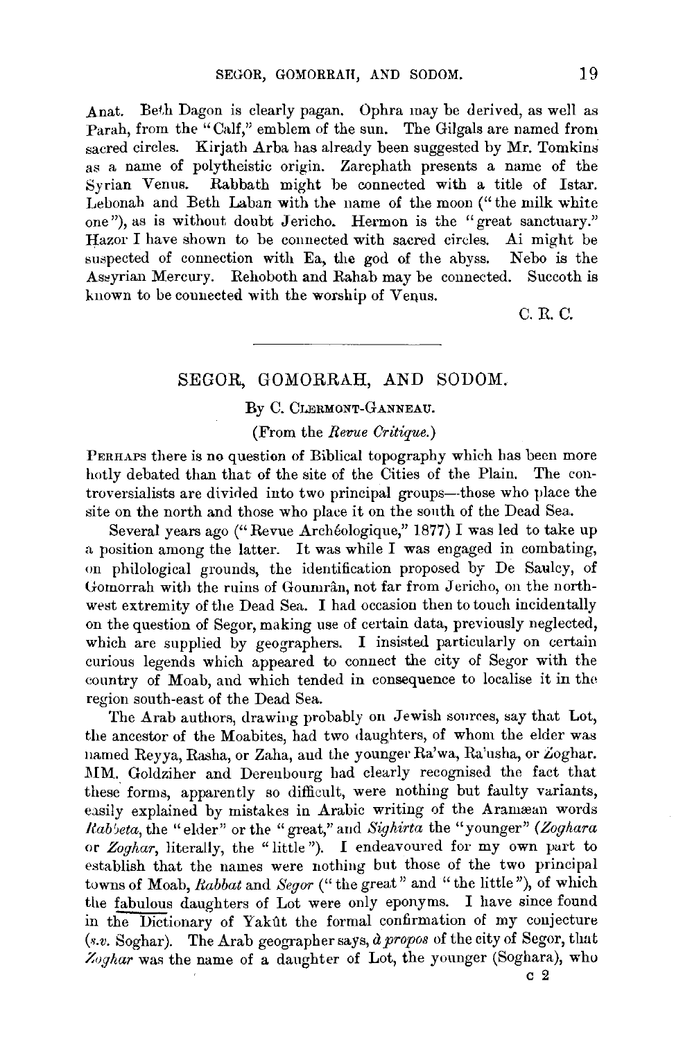Anat. Beth Dagon is clearly pagan. Ophra may be derived, as well as Parah, from the "Calf," emblem of the sun. The Gilgals are named from sacred circles. Kirjath Arba has already been suggested by Mr. Tomkins as a name of polytheistic origin. Zarephath presents a name of the Syrian Venus. Rabbath might be connected with a title of Istar. Lebonah and Beth Laban with the name of the moon ("the milk white one"), as is without doubt Jericho. Hermon is the "great sanctuary." Hazor I have shown to be connected with sacred circles. Ai might be suspected of connection with Ea, the god of the abyss. Nebo is the Assyrian Mercury. Rehoboth and Rahab may be connected. Succoth is known to be connected with the worship of Venus.

C. R. C.

---

# SEGOR, GOMORRAH, AND SODOM.

By C. Clermont-Ganneau.

(From the *Revue Critique.*)

Perhaps there is no question of Biblical topography which has been more hotly debated than that of the site of the Cities of the Plain. The controversialists are divided into two principal groups—those who place the site on the north and those who place it on the south of the Dead Sea.

Several years ago ("Revue Archéologique," 1877) I was led to take up a position among the latter. It was while I was engaged in combating, on philological grounds, the identification proposed by De Saulcy, of Gomorrah with the ruins of Goumrân, not far from Jericho, on the north-west extremity of the Dead Sea. I had occasion then to touch incidentally on the question of Segor, making use of certain data, previously neglected, which are supplied by geographers. I insisted particularly on certain curious legends which appeared to connect the city of Segor with the country of Moab, and which tended in consequence to localise it in the region south-east of the Dead Sea.

The Arab authors, drawing probably on Jewish sources, say that Lot, the ancestor of the Moabites, had two daughters, of whom the elder was named Reyya, Rasha, or Zaha, and the younger Ra'wa, Ra'usha, or Zoghar. MM. Goldziher and Derenbourg had clearly recognised the fact that these forms, apparently so difficult, were nothing but faulty variants, easily explained by mistakes in Arabic writing of the Aramæan words *Rabbeta*, the "elder" or the "great," and *Sighirta* the "younger" (*Zoghara* or *Zoghar*, literally, the "little"). I endeavoured for my own part to establish that the names were nothing but those of the two principal towns of Moab, *Rabbat* and *Segor* ("the great" and "the little"), of which the fabulous daughters of Lot were only eponyms. I have since found in the Dictionary of Yakût the formal confirmation of my conjecture (*s.v.* Soghar). The Arab geographer says, *à propos* of the city of Segor, that *Zoghar* was the name of a daughter of Lot, the younger (Soghara), who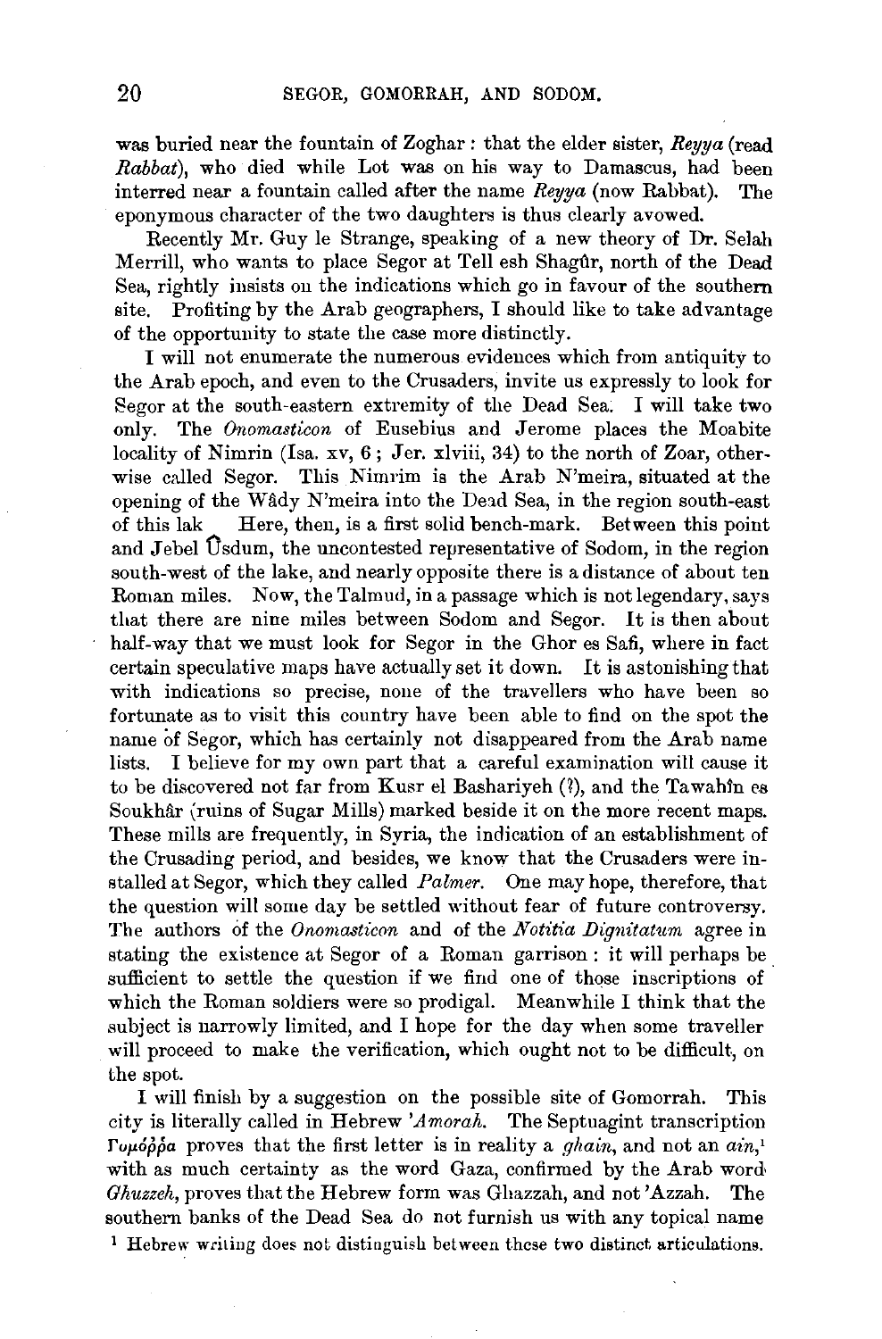was buried near the fountain of Zoghar: that the elder sister, *Reyya* (read *Rabbat*), who died while Lot was on his way to Damascus, had been interred near a fountain called after the name *Reyya* (now Rabbat). The eponymous character of the two daughters is thus clearly avowed.

Recently Mr. Guy le Strange, speaking of a new theory of Dr. Selah Merrill, who wants to place Segor at Tell esh Shagûr, north of the Dead Sea, rightly insists on the indications which go in favour of the southern site. Profiting by the Arab geographers, I should like to take advantage of the opportunity to state the case more distinctly.

I will not enumerate the numerous evidences which from antiquity to the Arab epoch, and even to the Crusaders, invite us expressly to look for Segor at the south-eastern extremity of the Dead Sea. I will take two only. The *Onomasticon* of Eusebius and Jerome places the Moabite locality of Nimrin (Isa. xv, 6; Jer. xlviii, 34) to the north of Zoar, otherwise called Segor. This Nimrim is the Arab N'meira, situated at the opening of the Wâdy N'meira into the Dead Sea, in the region south-east of this lak Here, then, is a first solid bench-mark. Between this point and Jebel Ûsdum, the uncontested representative of Sodom, in the region south-west of the lake, and nearly opposite there is a distance of about ten Roman miles. Now, the Talmud, in a passage which is not legendary, says that there are nine miles between Sodom and Segor. It is then about half-way that we must look for Segor in the Ghor es Safi, where in fact certain speculative maps have actually set it down. It is astonishing that with indications so precise, none of the travellers who have been so fortunate as to visit this country have been able to find on the spot the name of Segor, which has certainly not disappeared from the Arab name lists. I believe for my own part that a careful examination will cause it to be discovered not far from Kusr el Bashariyeh (?), and the Tawahîn es Soukhâr (ruins of Sugar Mills) marked beside it on the more recent maps. These mills are frequently, in Syria, the indication of an establishment of the Crusading period, and besides, we know that the Crusaders were installed at Segor, which they called *Palmer*. One may hope, therefore, that the question will some day be settled without fear of future controversy. The authors of the *Onomasticon* and of the *Notitia Dignitatum* agree in stating the existence at Segor of a Roman garrison: it will perhaps be sufficient to settle the question if we find one of those inscriptions of which the Roman soldiers were so prodigal. Meanwhile I think that the subject is narrowly limited, and I hope for the day when some traveller will proceed to make the verification, which ought not to be difficult, on the spot.

I will finish by a suggestion on the possible site of Gomorrah. This city is literally called in Hebrew *'Amorah*. The Septuagint transcription Γομόῤῥα proves that the first letter is in reality a *ghain*, and not an *ain*,[1] with as much certainty as the word Gaza, confirmed by the Arab word *Ghuzzeh*, proves that the Hebrew form was Ghazzah, and not 'Azzah. The southern banks of the Dead Sea do not furnish us with any topical name

[1] Hebrew writing does not distinguish between these two distinct articulations.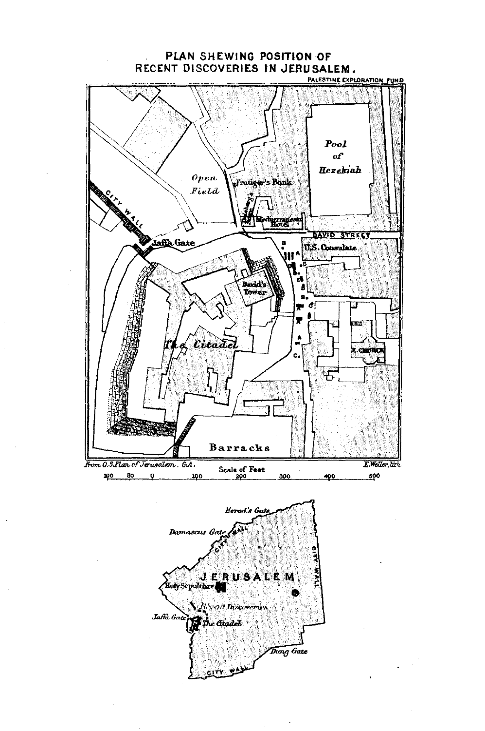# PLAN SHEWING POSITION OF RECENT DISCOVERIES IN JERUSALEM.

PALESTINE EXPLORATION FUND

Pool of Hezekiah

Open Field

Frutiger's Bank

Mediterranean Hotel

CITY WALL

Jaffa Gate

DAVID STREET

U.S. Consulate

David's Tower

The Citadel

E. CHURCH

Barracks

From O.S. Plan of Jerusalem. G.A.

E. Weller, lith.

Scale of Feet

100 50 0 100 200 300 400 500

Herod's Gate

Damascus Gate

CITY WALL

JERUSALEM

Holy Sepulchre

CITY WALL

Recent Discoveries

Jaffa Gate

The Citadel

Dung Gate

CITY WALL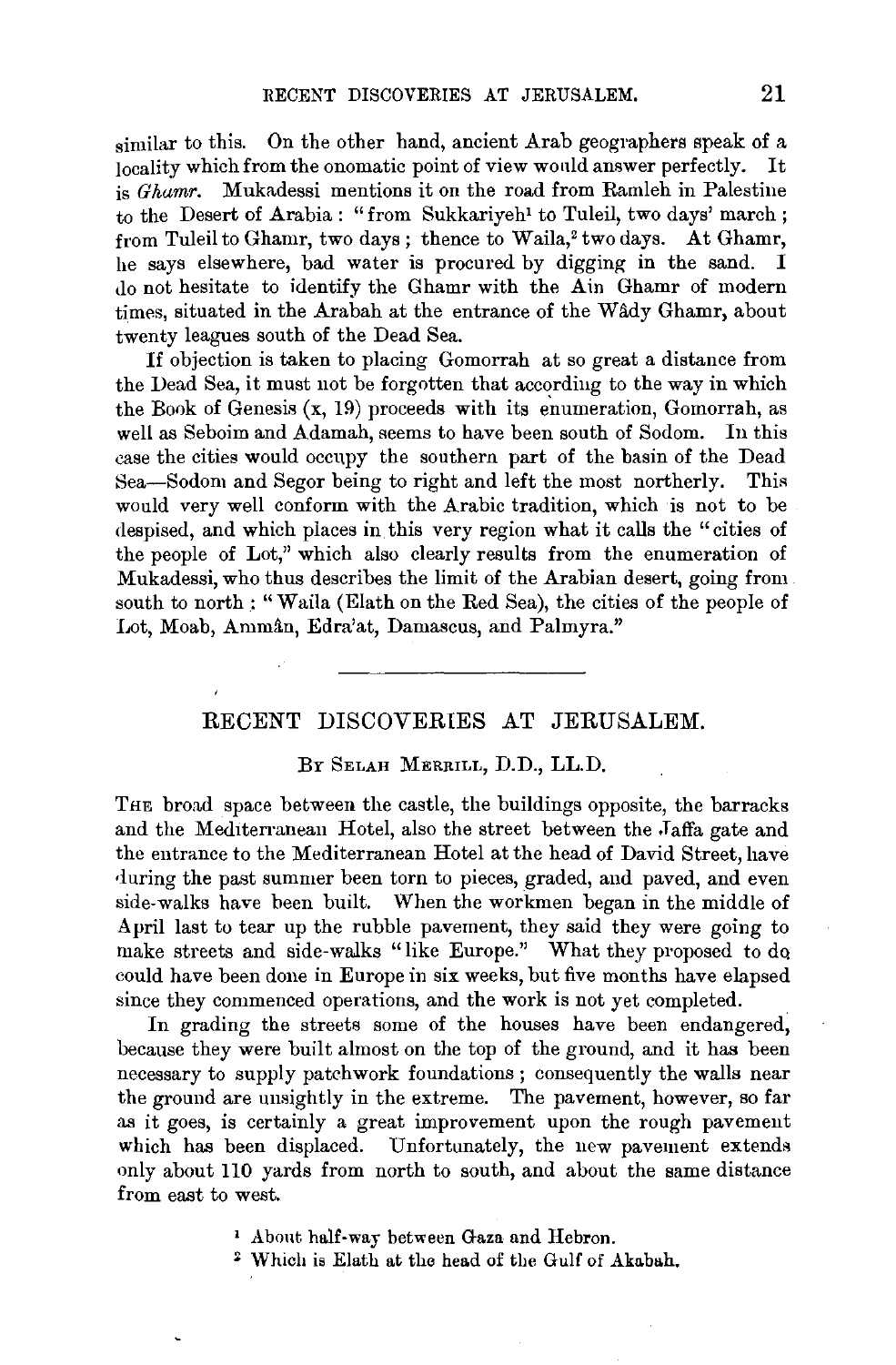similar to this. On the other hand, ancient Arab geographers speak of a locality which from the onomatic point of view would answer perfectly. It is *Ghamr*. Mukadessi mentions it on the road from Ramleh in Palestine to the Desert of Arabia: "from Sukkariyeh[1] to Tuleil, two days' march; from Tuleil to Ghamr, two days; thence to Waila,[2] two days. At Ghamr, he says elsewhere, bad water is procured by digging in the sand. I do not hesitate to identify the Ghamr with the Ain Ghamr of modern times, situated in the Arabah at the entrance of the Wâdy Ghamr, about twenty leagues south of the Dead Sea.

If objection is taken to placing Gomorrah at so great a distance from the Dead Sea, it must not be forgotten that according to the way in which the Book of Genesis (x, 19) proceeds with its enumeration, Gomorrah, as well as Seboim and Adamah, seems to have been south of Sodom. In this case the cities would occupy the southern part of the basin of the Dead Sea—Sodom and Segor being to right and left the most northerly. This would very well conform with the Arabic tradition, which is not to be despised, and which places in this very region what it calls the "cities of the people of Lot," which also clearly results from the enumeration of Mukadessi, who thus describes the limit of the Arabian desert, going from south to north: "Waila (Elath on the Red Sea), the cities of the people of Lot, Moab, Ammân, Edra'at, Damascus, and Palmyra."

---

## RECENT DISCOVERIES AT JERUSALEM.

By Selah Merrill, D.D., LL.D.

The broad space between the castle, the buildings opposite, the barracks and the Mediterranean Hotel, also the street between the Jaffa gate and the entrance to the Mediterranean Hotel at the head of David Street, have during the past summer been torn to pieces, graded, and paved, and even side-walks have been built. When the workmen began in the middle of April last to tear up the rubble pavement, they said they were going to make streets and side-walks "like Europe." What they proposed to do could have been done in Europe in six weeks, but five months have elapsed since they commenced operations, and the work is not yet completed.

In grading the streets some of the houses have been endangered, because they were built almost on the top of the ground, and it has been necessary to supply patchwork foundations; consequently the walls near the ground are unsightly in the extreme. The pavement, however, so far as it goes, is certainly a great improvement upon the rough pavement which has been displaced. Unfortunately, the new pavement extends only about 110 yards from north to south, and about the same distance from east to west.

[1] About half-way between Gaza and Hebron.

[2] Which is Elath at the head of the Gulf of Akabah.